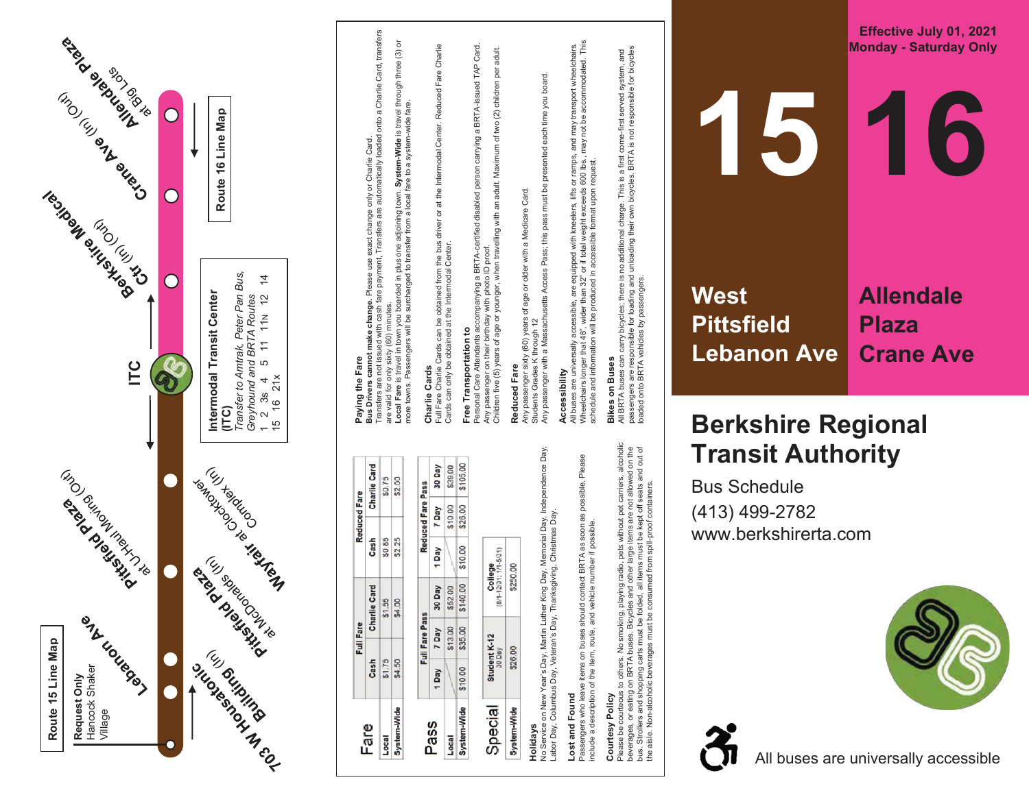# 15 16

Effective July 01, 2021
Monday - Saturday Only

**15** West Pittsfield Lebanon Ave

**16** Allendale Plaza Crane Ave

## Berkshire Regional Transit Authority

Bus Schedule
(413) 499-2782
www.berkshirerta.com

All buses are universally accessible

---

## Fare

| | Full Fare | | Reduced Fare | |
|---|---|---|---|---|
| | Cash | Charlie Card | Cash | Charlie Card |
| Local | $1.75 | $1.55 | $0.85 | $0.75 |
| System-Wide | $4.50 | $4.00 | $2.25 | $2.00 |

## Pass

| | Full Fare Pass | | | Reduced Fare Pass | | |
|---|---|---|---|---|---|---|
| | 1 Day | 7 Day | 30 Day | 1 Day | 7 Day | 30 Day |
| Local | | $13.00 | $52.00 | | $10.00 | $39.00 |
| System-Wide | $10.00 | $35.00 | $140.00 | $10.00 | $26.00 | $105.00 |

## Special

| | Student K-12 30 Day | College (8/1-12/31; 1/1-5/31) |
|---|---|---|
| System-Wide | $26.00 | $250.00 |

### Holidays
No Service on New Year's Day, Martin Luther King Day, Memorial Day, Independence Day, Labor Day, Columbus Day, Veteran's Day, Thanksgiving, Christmas Day.

### Lost and Found
Passengers who leave items on buses should contact BRTA as soon as possible. Please include a description of the item, route, and vehicle number if possible.

### Courtesy Policy
Please be courteous to others. No smoking, playing radio, pets without pet carriers, alcoholic beverages, or eating on BRTA buses. Bicycles and other large items are not allowed on the bus. Strollers and shopping carts must be folded, all items must be kept off seats and out of the aisle. Non-alcoholic beverages must be consumed from spill-proof containers.

### Paying the Fare
**Bus Drivers cannot make change.** Please use exact change only or Charlie Card.
Transfers are not issued with cash fare payment. Transfers are automatically loaded onto a Charlie Card, transfers are valid for only sixty (60) minutes.
**Local Fare** is travel in town you boarded in plus one adjoining town. **System-Wide** is travel through three (3) or more towns. Passengers will be surcharged to transfer from a local fare to a system-wide fare.

### Charlie Cards
Full Fare Charlie Cards can be obtained from the bus driver or at the Intermodal Center. Reduced Fare Charlie Cards can only be obtained at the Intermodal Center.

### Free Transportation to
Personal Care Attendants accompanying a BRTA-certified disabled person carrying a BRTA-issued TAP Card.
Any passenger on their birthday with photo ID proof.
Children five (5) years of age or younger, when travelling with an adult. Maximum of two (2) children per adult.

### Reduced Fare
Any passenger sixty (60) years of age or older with a Medicare Card.
Students Grades K through 12
Any passenger with a Massachusetts Access Pass; this pass must be presented each time you board.

### Accessibility
All buses are universally accessible, are equipped with kneelers, lifts or ramps, and may transport wheelchairs. Wheelchairs longer than 48", wider than 32" or if total weight exceeds 600 lbs., may not be accommodated. This schedule and information will be produced in accessible format upon request.

### Bikes on Buses
All BRTA buses can carry bicycles; there is no additional charge. This is a first come-first served system, and passengers are responsible for loading and unloading their own bicycles. BRTA is not responsible for bicycles loaded onto BRTA vehicles by passengers.

---

## Route 16 Line Map

- Allendale Plaza at Big Lots
- Crane Ave (In) (Out)
- Berkshire Medical Ctr (In) (Out)
- ITC

**Intermodal Transit Center (ITC)**
*Transfer to Amtrak, Peter Pan Bus, Greyhound and BRTA Routes*
1 2 3s 4 5 11 11N 12 14 15 16 21x

## Route 15 Line Map

- Pittsfield Plaza at U-Haul Moving (Out)
- Wayfair at Clocktower Complex (In)
- Pittsfield Plaza at McDonalds (In)
- Lebanon Ave
- 703 W Housatonic Building (In)
- Request Only: Hancock Shaker Village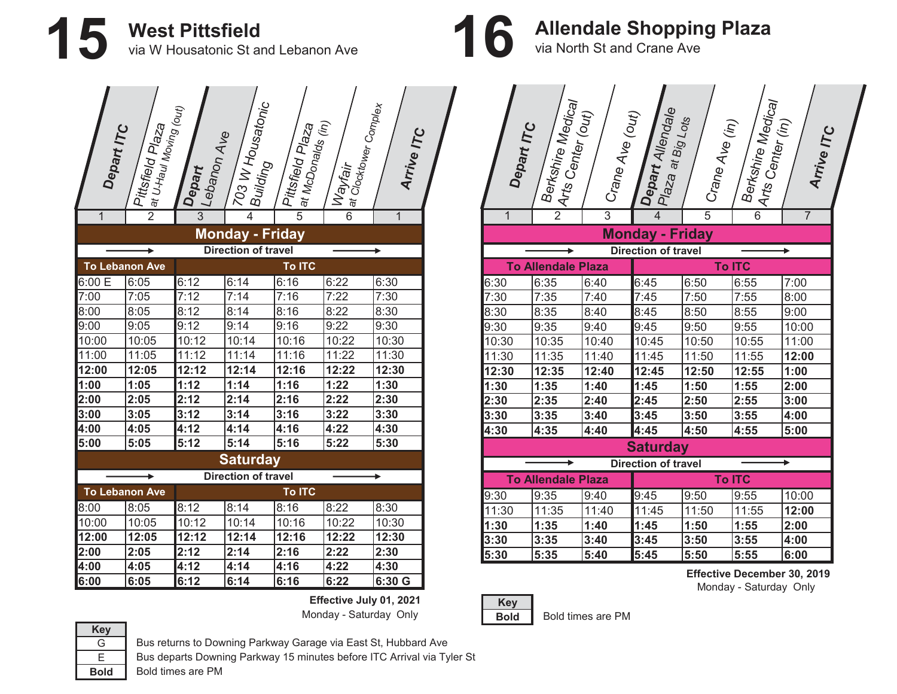# 15 West Pittsfield

via W Housatonic St and Lebanon Ave

| Depart ITC | Pittsfield Plaza at U-Haul Moving (out) | Depart Lebanon Ave | 703 W Housatonic Building | Pittsfield Plaza at McDonalds (in) | Wayfair at Clocktower Complex | Arrive ITC |
|---|---|---|---|---|---|---|
| 1 | 2 | 3 | 4 | 5 | 6 | 1 |
| **Monday - Friday** | | | | | | |
| Direction of travel | | | | | | |
| To Lebanon Ave | | To ITC | | | | |
| 6:00 E | 6:05 | 6:12 | 6:14 | 6:16 | 6:22 | 6:30 |
| 7:00 | 7:05 | 7:12 | 7:14 | 7:16 | 7:22 | 7:30 |
| 8:00 | 8:05 | 8:12 | 8:14 | 8:16 | 8:22 | 8:30 |
| 9:00 | 9:05 | 9:12 | 9:14 | 9:16 | 9:22 | 9:30 |
| 10:00 | 10:05 | 10:12 | 10:14 | 10:16 | 10:22 | 10:30 |
| 11:00 | 11:05 | 11:12 | 11:14 | 11:16 | 11:22 | 11:30 |
| **12:00** | **12:05** | **12:12** | **12:14** | **12:16** | **12:22** | **12:30** |
| **1:00** | **1:05** | **1:12** | **1:14** | **1:16** | **1:22** | **1:30** |
| **2:00** | **2:05** | **2:12** | **2:14** | **2:16** | **2:22** | **2:30** |
| **3:00** | **3:05** | **3:12** | **3:14** | **3:16** | **3:22** | **3:30** |
| **4:00** | **4:05** | **4:12** | **4:14** | **4:16** | **4:22** | **4:30** |
| **5:00** | **5:05** | **5:12** | **5:14** | **5:16** | **5:22** | **5:30** |
| **Saturday** | | | | | | |
| Direction of travel | | | | | | |
| To Lebanon Ave | | To ITC | | | | |
| 8:00 | 8:05 | 8:12 | 8:14 | 8:16 | 8:22 | 8:30 |
| 10:00 | 10:05 | 10:12 | 10:14 | 10:16 | 10:22 | 10:30 |
| **12:00** | **12:05** | **12:12** | **12:14** | **12:16** | **12:22** | **12:30** |
| **2:00** | **2:05** | **2:12** | **2:14** | **2:16** | **2:22** | **2:30** |
| **4:00** | **4:05** | **4:12** | **4:14** | **4:16** | **4:22** | **4:30** |
| **6:00** | **6:05** | **6:12** | **6:14** | **6:16** | **6:22** | **6:30 G** |

**Effective July 01, 2021**
Monday - Saturday Only

| Key | |
|---|---|
| G | Bus returns to Downing Parkway Garage via East St, Hubbard Ave |
| E | Bus departs Downing Parkway 15 minutes before ITC Arrival via Tyler St |
| **Bold** | Bold times are PM |

# 16 Allendale Shopping Plaza

via North St and Crane Ave

| Depart ITC | Berkshire Medical Arts Center (out) | Crane Ave (out) | Depart Allendale Plaza at Big Lots | Crane Ave (in) | Berkshire Medical Arts Center (in) | Arrive ITC |
|---|---|---|---|---|---|---|
| 1 | 2 | 3 | 4 | 5 | 6 | 7 |
| **Monday - Friday** | | | | | | |
| Direction of travel | | | | | | |
| To Allendale Plaza | | | To ITC | | | |
| 6:30 | 6:35 | 6:40 | 6:45 | 6:50 | 6:55 | 7:00 |
| 7:30 | 7:35 | 7:40 | 7:45 | 7:50 | 7:55 | 8:00 |
| 8:30 | 8:35 | 8:40 | 8:45 | 8:50 | 8:55 | 9:00 |
| 9:30 | 9:35 | 9:40 | 9:45 | 9:50 | 9:55 | 10:00 |
| 10:30 | 10:35 | 10:40 | 10:45 | 10:50 | 10:55 | 11:00 |
| 11:30 | 11:35 | 11:40 | 11:45 | 11:50 | 11:55 | **12:00** |
| **12:30** | **12:35** | **12:40** | **12:45** | **12:50** | **12:55** | **1:00** |
| **1:30** | **1:35** | **1:40** | **1:45** | **1:50** | **1:55** | **2:00** |
| **2:30** | **2:35** | **2:40** | **2:45** | **2:50** | **2:55** | **3:00** |
| **3:30** | **3:35** | **3:40** | **3:45** | **3:50** | **3:55** | **4:00** |
| **4:30** | **4:35** | **4:40** | **4:45** | **4:50** | **4:55** | **5:00** |
| **Saturday** | | | | | | |
| Direction of travel | | | | | | |
| To Allendale Plaza | | | To ITC | | | |
| 9:30 | 9:35 | 9:40 | 9:45 | 9:50 | 9:55 | 10:00 |
| 11:30 | 11:35 | 11:40 | 11:45 | 11:50 | 11:55 | **12:00** |
| **1:30** | **1:35** | **1:40** | **1:45** | **1:50** | **1:55** | **2:00** |
| **3:30** | **3:35** | **3:40** | **3:45** | **3:50** | **3:55** | **4:00** |
| **5:30** | **5:35** | **5:40** | **5:45** | **5:50** | **5:55** | **6:00** |

**Effective December 30, 2019**
Monday - Saturday Only

| Key | |
|---|---|
| **Bold** | Bold times are PM |